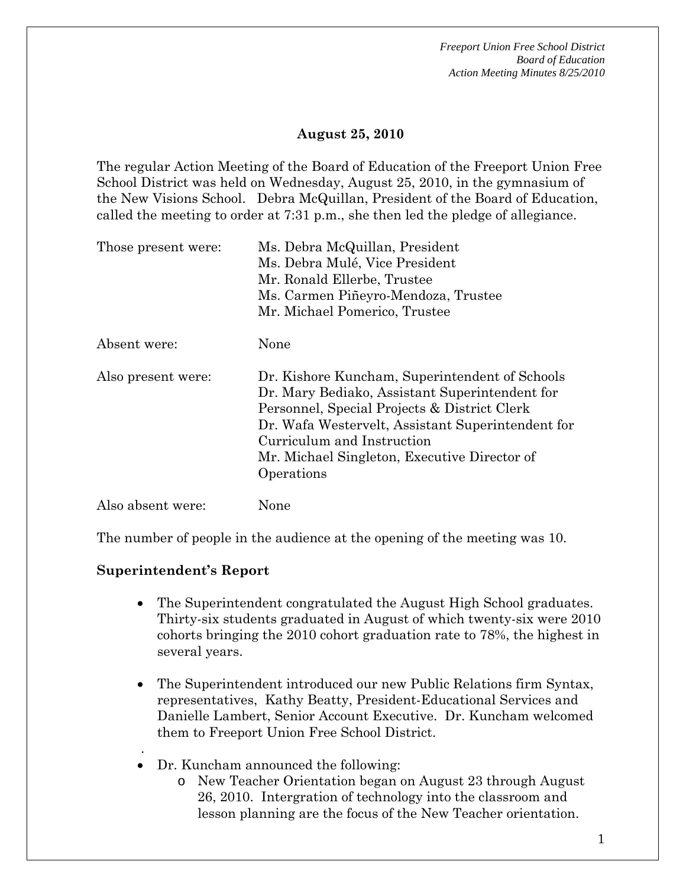**August 25, 2010**

The regular Action Meeting of the Board of Education of the Freeport Union Free School District was held on Wednesday, August 25, 2010, in the gymnasium of the New Visions School. Debra McQuillan, President of the Board of Education, called the meeting to order at 7:31 p.m., she then led the pledge of allegiance.

| | |
|---|---|
| Those present were: | Ms. Debra McQuillan, President<br>Ms. Debra Mulé, Vice President<br>Mr. Ronald Ellerbe, Trustee<br>Ms. Carmen Piñeyro-Mendoza, Trustee<br>Mr. Michael Pomerico, Trustee |
| Absent were: | None |
| Also present were: | Dr. Kishore Kuncham, Superintendent of Schools<br>Dr. Mary Bediako, Assistant Superintendent for Personnel, Special Projects & District Clerk<br>Dr. Wafa Westervelt, Assistant Superintendent for Curriculum and Instruction<br>Mr. Michael Singleton, Executive Director of Operations |
| Also absent were: | None |

The number of people in the audience at the opening of the meeting was 10.

**Superintendent's Report**

- The Superintendent congratulated the August High School graduates. Thirty-six students graduated in August of which twenty-six were 2010 cohorts bringing the 2010 cohort graduation rate to 78%, the highest in several years.
- The Superintendent introduced our new Public Relations firm Syntax, representatives, Kathy Beatty, President-Educational Services and Danielle Lambert, Senior Account Executive. Dr. Kuncham welcomed them to Freeport Union Free School District.
- Dr. Kuncham announced the following:
  - New Teacher Orientation began on August 23 through August 26, 2010. Intergration of technology into the classroom and lesson planning are the focus of the New Teacher orientation.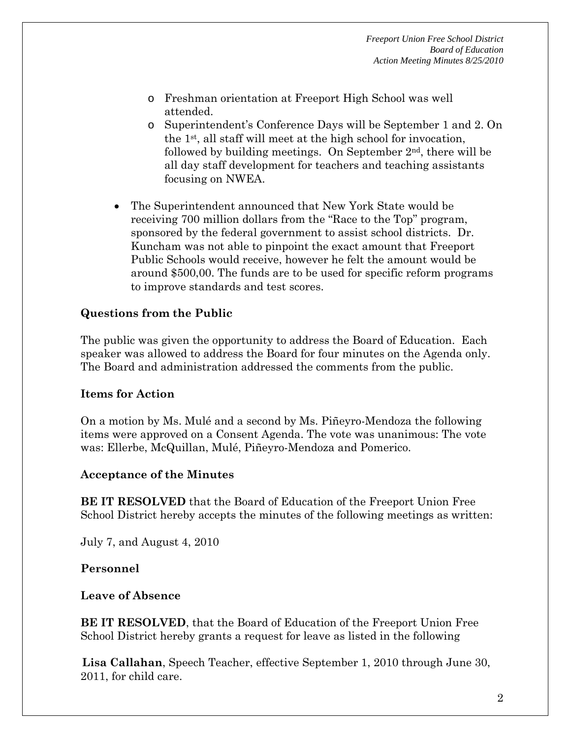- Freshman orientation at Freeport High School was well attended.
  - Superintendent's Conference Days will be September 1 and 2. On the 1st, all staff will meet at the high school for invocation, followed by building meetings. On September 2nd, there will be all day staff development for teachers and teaching assistants focusing on NWEA.

- The Superintendent announced that New York State would be receiving 700 million dollars from the "Race to the Top" program, sponsored by the federal government to assist school districts. Dr. Kuncham was not able to pinpoint the exact amount that Freeport Public Schools would receive, however he felt the amount would be around $500,00. The funds are to be used for specific reform programs to improve standards and test scores.

**Questions from the Public**

The public was given the opportunity to address the Board of Education. Each speaker was allowed to address the Board for four minutes on the Agenda only. The Board and administration addressed the comments from the public.

**Items for Action**

On a motion by Ms. Mulé and a second by Ms. Piñeyro-Mendoza the following items were approved on a Consent Agenda. The vote was unanimous: The vote was: Ellerbe, McQuillan, Mulé, Piñeyro-Mendoza and Pomerico.

**Acceptance of the Minutes**

**BE IT RESOLVED** that the Board of Education of the Freeport Union Free School District hereby accepts the minutes of the following meetings as written:

July 7, and August 4, 2010

**Personnel**

**Leave of Absence**

**BE IT RESOLVED**, that the Board of Education of the Freeport Union Free School District hereby grants a request for leave as listed in the following

**Lisa Callahan**, Speech Teacher, effective September 1, 2010 through June 30, 2011, for child care.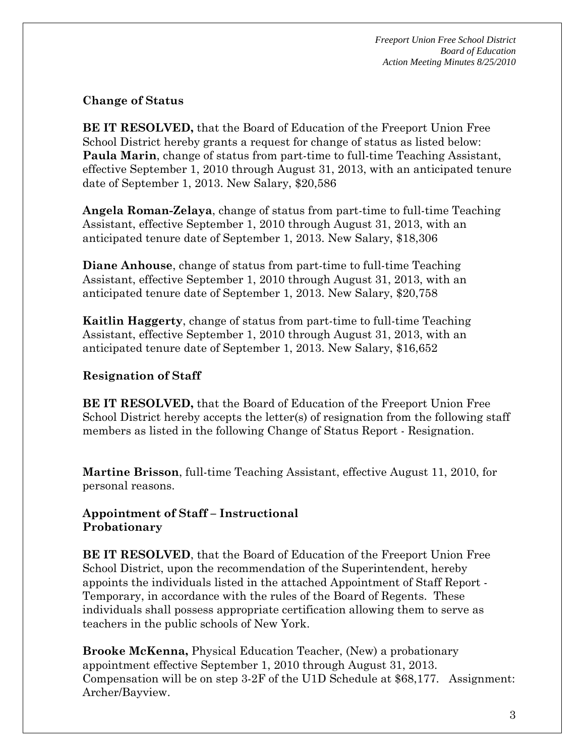## Change of Status

**BE IT RESOLVED,** that the Board of Education of the Freeport Union Free School District hereby grants a request for change of status as listed below: **Paula Marin**, change of status from part-time to full-time Teaching Assistant, effective September 1, 2010 through August 31, 2013, with an anticipated tenure date of September 1, 2013. New Salary, $20,586

**Angela Roman-Zelaya**, change of status from part-time to full-time Teaching Assistant, effective September 1, 2010 through August 31, 2013, with an anticipated tenure date of September 1, 2013. New Salary, $18,306

**Diane Anhouse**, change of status from part-time to full-time Teaching Assistant, effective September 1, 2010 through August 31, 2013, with an anticipated tenure date of September 1, 2013. New Salary, $20,758

**Kaitlin Haggerty**, change of status from part-time to full-time Teaching Assistant, effective September 1, 2010 through August 31, 2013, with an anticipated tenure date of September 1, 2013. New Salary, $16,652

## Resignation of Staff

**BE IT RESOLVED,** that the Board of Education of the Freeport Union Free School District hereby accepts the letter(s) of resignation from the following staff members as listed in the following Change of Status Report - Resignation.

**Martine Brisson**, full-time Teaching Assistant, effective August 11, 2010, for personal reasons.

## Appointment of Staff – Instructional Probationary

**BE IT RESOLVED**, that the Board of Education of the Freeport Union Free School District, upon the recommendation of the Superintendent, hereby appoints the individuals listed in the attached Appointment of Staff Report - Temporary, in accordance with the rules of the Board of Regents. These individuals shall possess appropriate certification allowing them to serve as teachers in the public schools of New York.

**Brooke McKenna,** Physical Education Teacher, (New) a probationary appointment effective September 1, 2010 through August 31, 2013. Compensation will be on step 3-2F of the U1D Schedule at $68,177. Assignment: Archer/Bayview.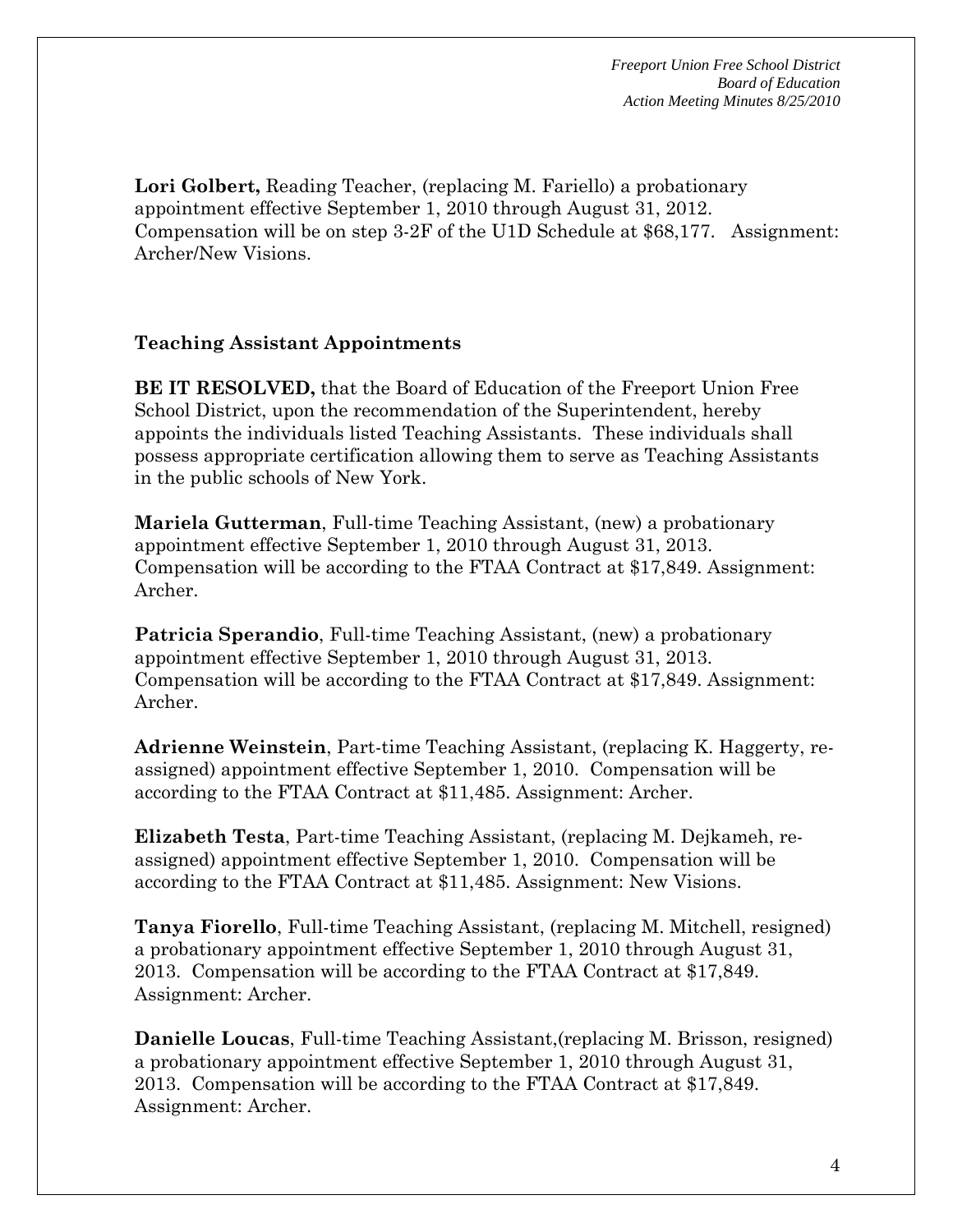**Lori Golbert,** Reading Teacher, (replacing M. Fariello) a probationary appointment effective September 1, 2010 through August 31, 2012. Compensation will be on step 3-2F of the U1D Schedule at $68,177. Assignment: Archer/New Visions.

**Teaching Assistant Appointments**

**BE IT RESOLVED,** that the Board of Education of the Freeport Union Free School District, upon the recommendation of the Superintendent, hereby appoints the individuals listed Teaching Assistants. These individuals shall possess appropriate certification allowing them to serve as Teaching Assistants in the public schools of New York.

**Mariela Gutterman**, Full-time Teaching Assistant, (new) a probationary appointment effective September 1, 2010 through August 31, 2013. Compensation will be according to the FTAA Contract at $17,849. Assignment: Archer.

**Patricia Sperandio**, Full-time Teaching Assistant, (new) a probationary appointment effective September 1, 2010 through August 31, 2013. Compensation will be according to the FTAA Contract at $17,849. Assignment: Archer.

**Adrienne Weinstein**, Part-time Teaching Assistant, (replacing K. Haggerty, re-assigned) appointment effective September 1, 2010. Compensation will be according to the FTAA Contract at $11,485. Assignment: Archer.

**Elizabeth Testa**, Part-time Teaching Assistant, (replacing M. Dejkameh, re-assigned) appointment effective September 1, 2010. Compensation will be according to the FTAA Contract at $11,485. Assignment: New Visions.

**Tanya Fiorello**, Full-time Teaching Assistant, (replacing M. Mitchell, resigned) a probationary appointment effective September 1, 2010 through August 31, 2013. Compensation will be according to the FTAA Contract at $17,849. Assignment: Archer.

**Danielle Loucas**, Full-time Teaching Assistant,(replacing M. Brisson, resigned) a probationary appointment effective September 1, 2010 through August 31, 2013. Compensation will be according to the FTAA Contract at $17,849. Assignment: Archer.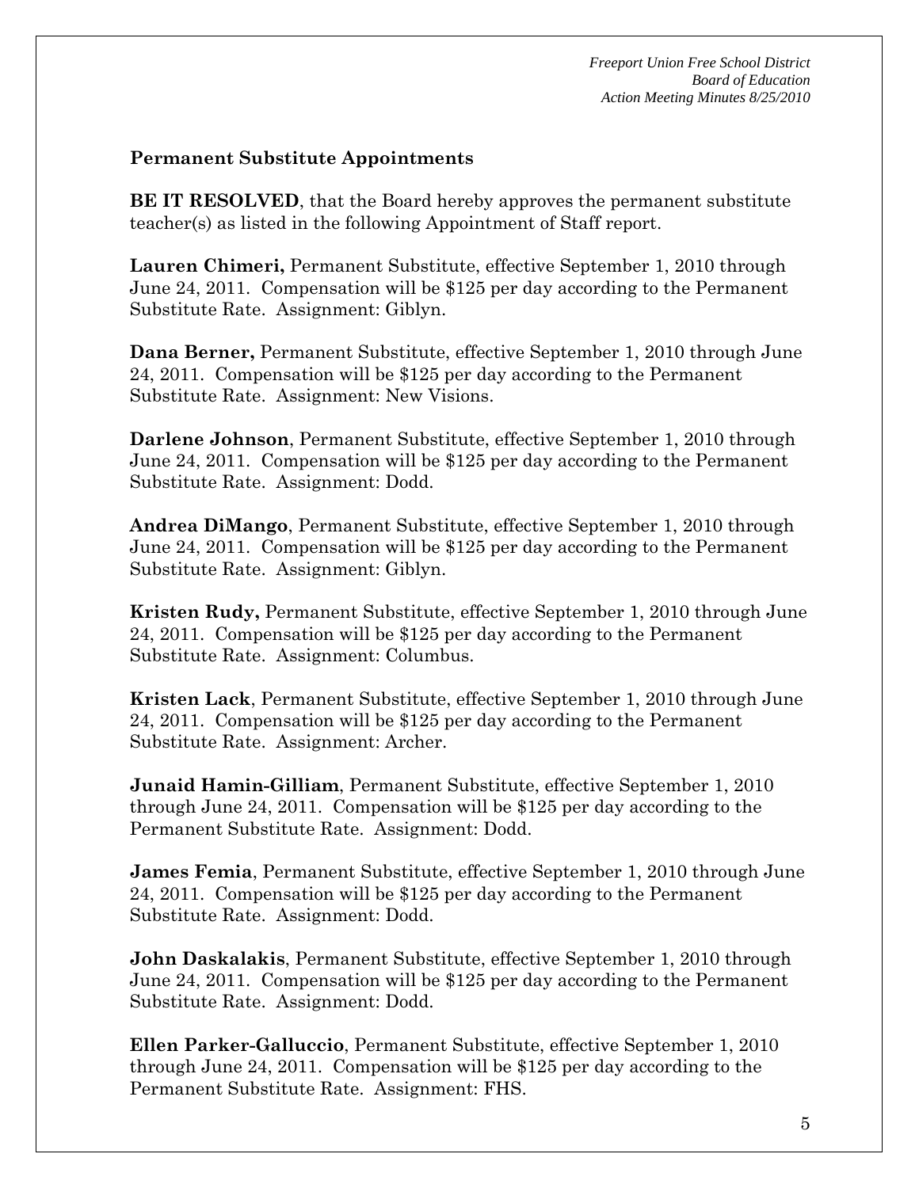**Permanent Substitute Appointments**

**BE IT RESOLVED**, that the Board hereby approves the permanent substitute teacher(s) as listed in the following Appointment of Staff report.

**Lauren Chimeri,** Permanent Substitute, effective September 1, 2010 through June 24, 2011. Compensation will be $125 per day according to the Permanent Substitute Rate. Assignment: Giblyn.

**Dana Berner,** Permanent Substitute, effective September 1, 2010 through June 24, 2011. Compensation will be $125 per day according to the Permanent Substitute Rate. Assignment: New Visions.

**Darlene Johnson**, Permanent Substitute, effective September 1, 2010 through June 24, 2011. Compensation will be $125 per day according to the Permanent Substitute Rate. Assignment: Dodd.

**Andrea DiMango**, Permanent Substitute, effective September 1, 2010 through June 24, 2011. Compensation will be $125 per day according to the Permanent Substitute Rate. Assignment: Giblyn.

**Kristen Rudy,** Permanent Substitute, effective September 1, 2010 through June 24, 2011. Compensation will be $125 per day according to the Permanent Substitute Rate. Assignment: Columbus.

**Kristen Lack**, Permanent Substitute, effective September 1, 2010 through June 24, 2011. Compensation will be $125 per day according to the Permanent Substitute Rate. Assignment: Archer.

**Junaid Hamin-Gilliam**, Permanent Substitute, effective September 1, 2010 through June 24, 2011. Compensation will be $125 per day according to the Permanent Substitute Rate. Assignment: Dodd.

**James Femia**, Permanent Substitute, effective September 1, 2010 through June 24, 2011. Compensation will be $125 per day according to the Permanent Substitute Rate. Assignment: Dodd.

**John Daskalakis**, Permanent Substitute, effective September 1, 2010 through June 24, 2011. Compensation will be $125 per day according to the Permanent Substitute Rate. Assignment: Dodd.

**Ellen Parker-Galluccio**, Permanent Substitute, effective September 1, 2010 through June 24, 2011. Compensation will be $125 per day according to the Permanent Substitute Rate. Assignment: FHS.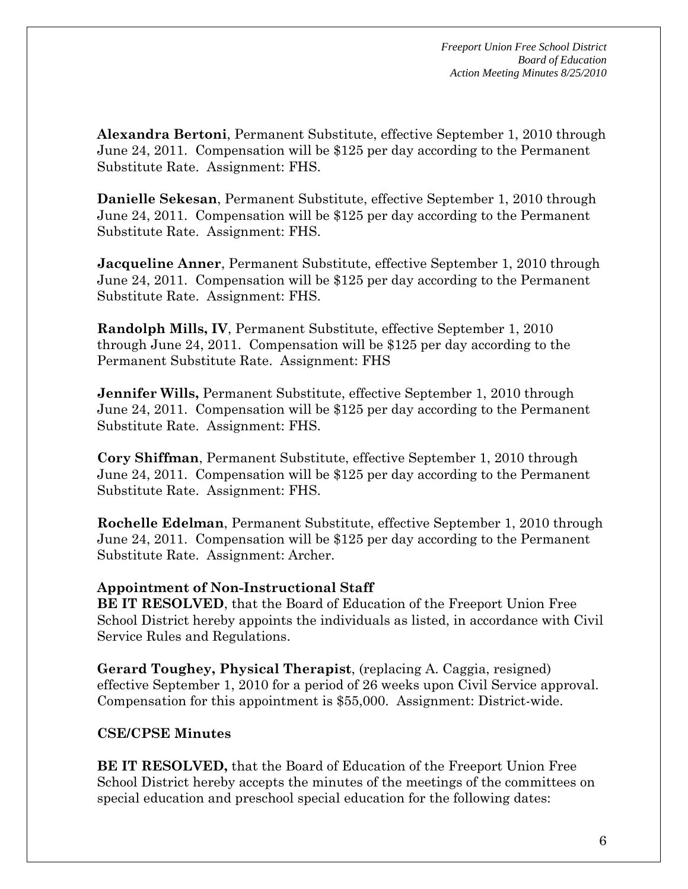**Alexandra Bertoni**, Permanent Substitute, effective September 1, 2010 through June 24, 2011. Compensation will be $125 per day according to the Permanent Substitute Rate. Assignment: FHS.

**Danielle Sekesan**, Permanent Substitute, effective September 1, 2010 through June 24, 2011. Compensation will be $125 per day according to the Permanent Substitute Rate. Assignment: FHS.

**Jacqueline Anner**, Permanent Substitute, effective September 1, 2010 through June 24, 2011. Compensation will be $125 per day according to the Permanent Substitute Rate. Assignment: FHS.

**Randolph Mills, IV**, Permanent Substitute, effective September 1, 2010 through June 24, 2011. Compensation will be $125 per day according to the Permanent Substitute Rate. Assignment: FHS

**Jennifer Wills,** Permanent Substitute, effective September 1, 2010 through June 24, 2011. Compensation will be $125 per day according to the Permanent Substitute Rate. Assignment: FHS.

**Cory Shiffman**, Permanent Substitute, effective September 1, 2010 through June 24, 2011. Compensation will be $125 per day according to the Permanent Substitute Rate. Assignment: FHS.

**Rochelle Edelman**, Permanent Substitute, effective September 1, 2010 through June 24, 2011. Compensation will be $125 per day according to the Permanent Substitute Rate. Assignment: Archer.

**Appointment of Non-Instructional Staff**

**BE IT RESOLVED**, that the Board of Education of the Freeport Union Free School District hereby appoints the individuals as listed, in accordance with Civil Service Rules and Regulations.

**Gerard Toughey, Physical Therapist**, (replacing A. Caggia, resigned) effective September 1, 2010 for a period of 26 weeks upon Civil Service approval. Compensation for this appointment is $55,000. Assignment: District-wide.

**CSE/CPSE Minutes**

**BE IT RESOLVED,** that the Board of Education of the Freeport Union Free School District hereby accepts the minutes of the meetings of the committees on special education and preschool special education for the following dates: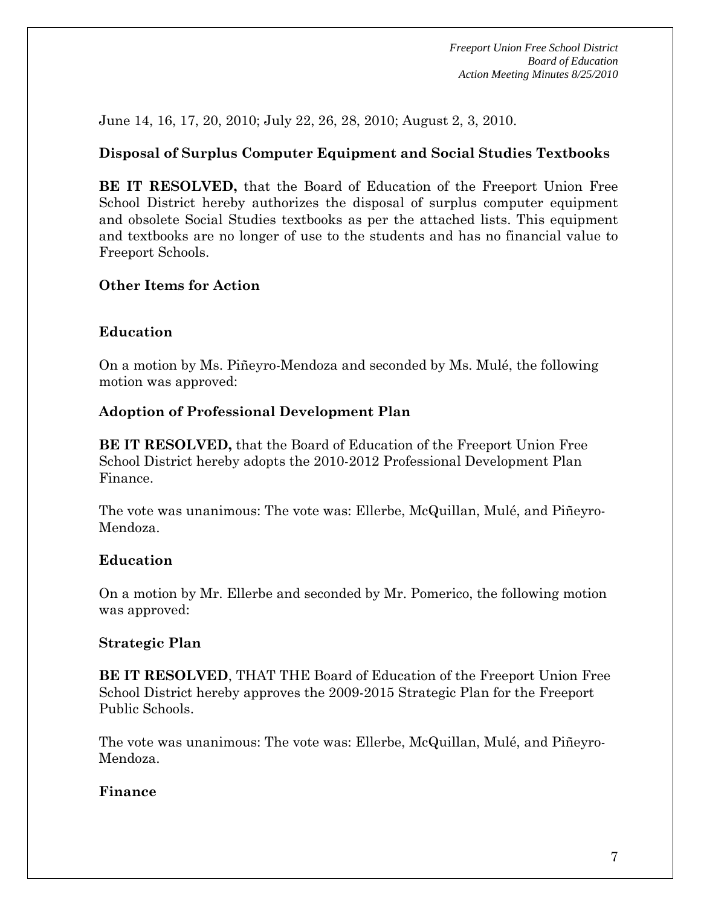June 14, 16, 17, 20, 2010; July 22, 26, 28, 2010; August 2, 3, 2010.

**Disposal of Surplus Computer Equipment and Social Studies Textbooks**

**BE IT RESOLVED,** that the Board of Education of the Freeport Union Free School District hereby authorizes the disposal of surplus computer equipment and obsolete Social Studies textbooks as per the attached lists. This equipment and textbooks are no longer of use to the students and has no financial value to Freeport Schools.

**Other Items for Action**

**Education**

On a motion by Ms. Piñeyro-Mendoza and seconded by Ms. Mulé, the following motion was approved:

**Adoption of Professional Development Plan**

**BE IT RESOLVED,** that the Board of Education of the Freeport Union Free School District hereby adopts the 2010-2012 Professional Development Plan Finance.

The vote was unanimous: The vote was: Ellerbe, McQuillan, Mulé, and Piñeyro-Mendoza.

**Education**

On a motion by Mr. Ellerbe and seconded by Mr. Pomerico, the following motion was approved:

**Strategic Plan**

**BE IT RESOLVED**, THAT THE Board of Education of the Freeport Union Free School District hereby approves the 2009-2015 Strategic Plan for the Freeport Public Schools.

The vote was unanimous: The vote was: Ellerbe, McQuillan, Mulé, and Piñeyro-Mendoza.

**Finance**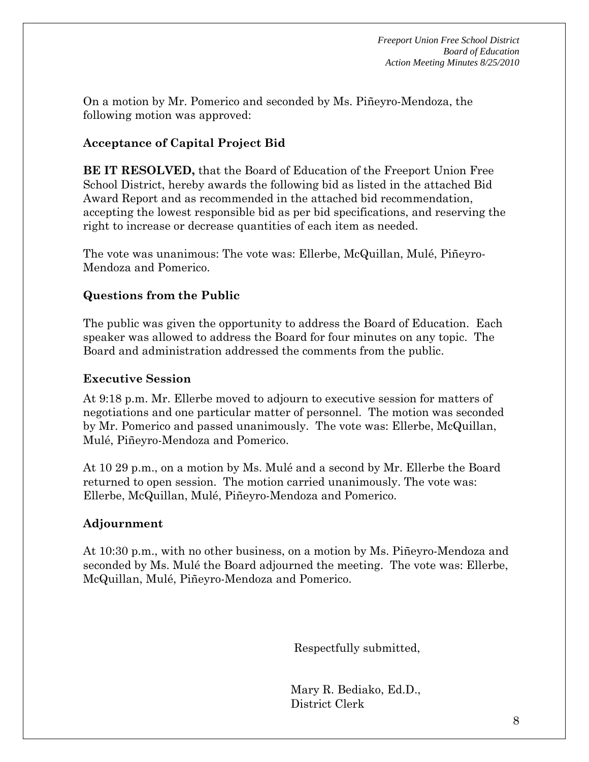On a motion by Mr. Pomerico and seconded by Ms. Piñeyro-Mendoza, the following motion was approved:

**Acceptance of Capital Project Bid**

**BE IT RESOLVED,** that the Board of Education of the Freeport Union Free School District, hereby awards the following bid as listed in the attached Bid Award Report and as recommended in the attached bid recommendation, accepting the lowest responsible bid as per bid specifications, and reserving the right to increase or decrease quantities of each item as needed.

The vote was unanimous: The vote was: Ellerbe, McQuillan, Mulé, Piñeyro-Mendoza and Pomerico.

**Questions from the Public**

The public was given the opportunity to address the Board of Education. Each speaker was allowed to address the Board for four minutes on any topic. The Board and administration addressed the comments from the public.

**Executive Session**

At 9:18 p.m. Mr. Ellerbe moved to adjourn to executive session for matters of negotiations and one particular matter of personnel. The motion was seconded by Mr. Pomerico and passed unanimously. The vote was: Ellerbe, McQuillan, Mulé, Piñeyro-Mendoza and Pomerico.

At 10 29 p.m., on a motion by Ms. Mulé and a second by Mr. Ellerbe the Board returned to open session. The motion carried unanimously. The vote was: Ellerbe, McQuillan, Mulé, Piñeyro-Mendoza and Pomerico.

**Adjournment**

At 10:30 p.m., with no other business, on a motion by Ms. Piñeyro-Mendoza and seconded by Ms. Mulé the Board adjourned the meeting. The vote was: Ellerbe, McQuillan, Mulé, Piñeyro-Mendoza and Pomerico.

Respectfully submitted,

Mary R. Bediako, Ed.D.,
District Clerk